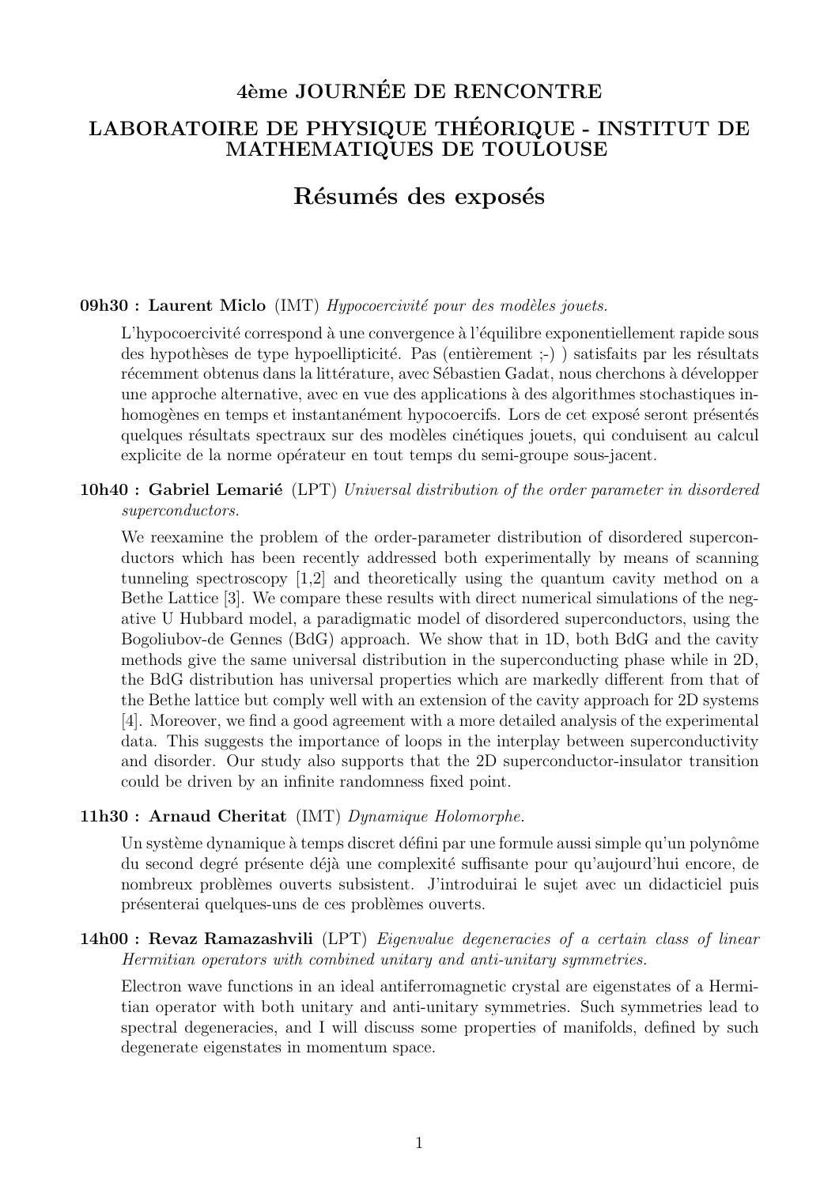# 4ème JOURNÉE DE RENCONTRE

## LABORATOIRE DE PHYSIQUE THÉORIQUE - INSTITUT DE MATHEMATIQUES DE TOULOUSE

# Résumés des exposés

**09h30 : Laurent Miclo** (IMT) *Hypocoercivité pour des modèles jouets.*

L'hypocoercivité correspond à une convergence à l'équilibre exponentiellement rapide sous des hypothèses de type hypoellipticité. Pas (entièrement ;-) ) satisfaits par les résultats récemment obtenus dans la littérature, avec Sébastien Gadat, nous cherchons à développer une approche alternative, avec en vue des applications à des algorithmes stochastiques inhomogènes en temps et instantanément hypocoercifs. Lors de cet exposé seront présentés quelques résultats spectraux sur des modèles cinétiques jouets, qui conduisent au calcul explicite de la norme opérateur en tout temps du semi-groupe sous-jacent.

**10h40 : Gabriel Lemarié** (LPT) *Universal distribution of the order parameter in disordered superconductors.*

We reexamine the problem of the order-parameter distribution of disordered superconductors which has been recently addressed both experimentally by means of scanning tunneling spectroscopy [1,2] and theoretically using the quantum cavity method on a Bethe Lattice [3]. We compare these results with direct numerical simulations of the negative U Hubbard model, a paradigmatic model of disordered superconductors, using the Bogoliubov-de Gennes (BdG) approach. We show that in 1D, both BdG and the cavity methods give the same universal distribution in the superconducting phase while in 2D, the BdG distribution has universal properties which are markedly different from that of the Bethe lattice but comply well with an extension of the cavity approach for 2D systems [4]. Moreover, we find a good agreement with a more detailed analysis of the experimental data. This suggests the importance of loops in the interplay between superconductivity and disorder. Our study also supports that the 2D superconductor-insulator transition could be driven by an infinite randomness fixed point.

**11h30 : Arnaud Cheritat** (IMT) *Dynamique Holomorphe.*

Un système dynamique à temps discret défini par une formule aussi simple qu'un polynôme du second degré présente déjà une complexité suffisante pour qu'aujourd'hui encore, de nombreux problèmes ouverts subsistent. J'introduirai le sujet avec un didacticiel puis présenterai quelques-uns de ces problèmes ouverts.

**14h00 : Revaz Ramazashvili** (LPT) *Eigenvalue degeneracies of a certain class of linear Hermitian operators with combined unitary and anti-unitary symmetries.*

Electron wave functions in an ideal antiferromagnetic crystal are eigenstates of a Hermitian operator with both unitary and anti-unitary symmetries. Such symmetries lead to spectral degeneracies, and I will discuss some properties of manifolds, defined by such degenerate eigenstates in momentum space.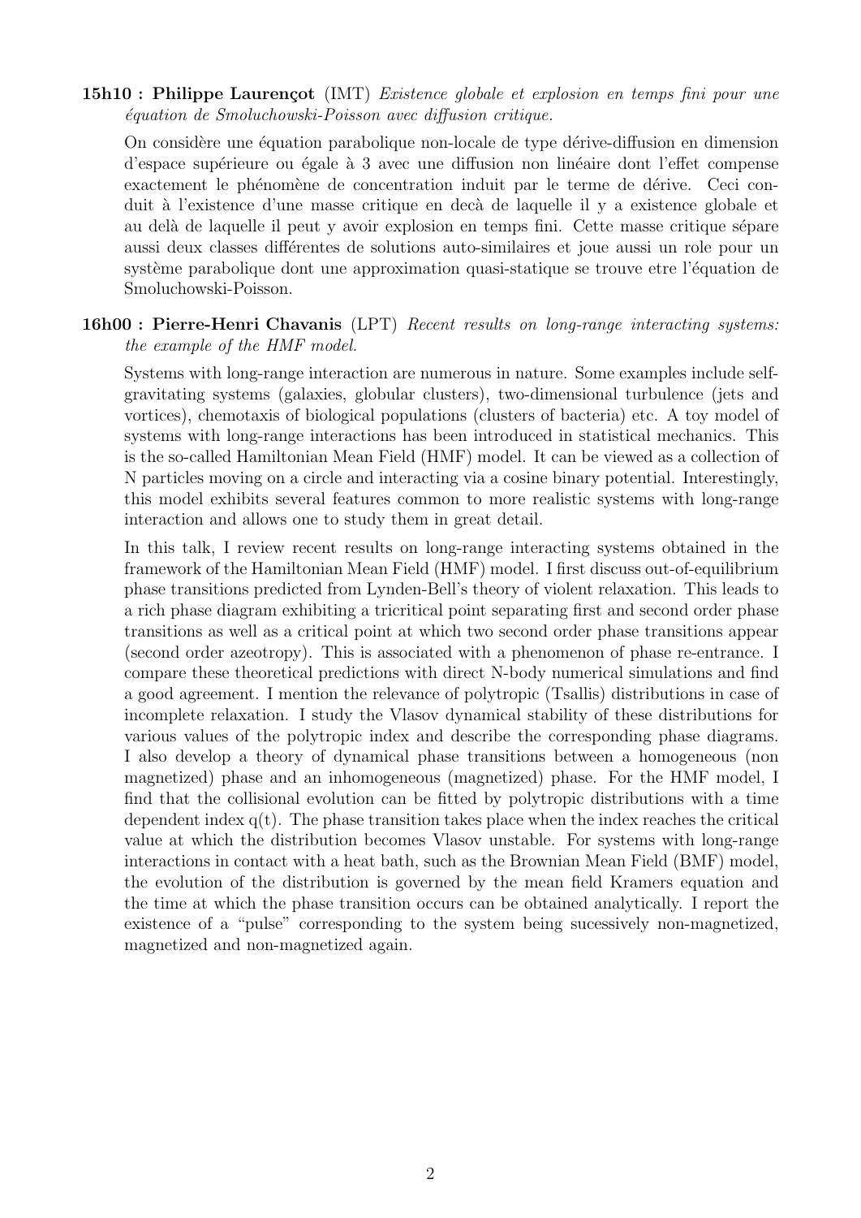**15h10 : Philippe Laurençot** (IMT) *Existence globale et explosion en temps fini pour une équation de Smoluchowski-Poisson avec diffusion critique.*

On considère une équation parabolique non-locale de type dérive-diffusion en dimension d'espace supérieure ou égale à 3 avec une diffusion non linéaire dont l'effet compense exactement le phénomène de concentration induit par le terme de dérive. Ceci conduit à l'existence d'une masse critique en decà de laquelle il y a existence globale et au delà de laquelle il peut y avoir explosion en temps fini. Cette masse critique sépare aussi deux classes différentes de solutions auto-similaires et joue aussi un role pour un système parabolique dont une approximation quasi-statique se trouve etre l'équation de Smoluchowski-Poisson.

**16h00 : Pierre-Henri Chavanis** (LPT) *Recent results on long-range interacting systems: the example of the HMF model.*

Systems with long-range interaction are numerous in nature. Some examples include self-gravitating systems (galaxies, globular clusters), two-dimensional turbulence (jets and vortices), chemotaxis of biological populations (clusters of bacteria) etc. A toy model of systems with long-range interactions has been introduced in statistical mechanics. This is the so-called Hamiltonian Mean Field (HMF) model. It can be viewed as a collection of N particles moving on a circle and interacting via a cosine binary potential. Interestingly, this model exhibits several features common to more realistic systems with long-range interaction and allows one to study them in great detail.

In this talk, I review recent results on long-range interacting systems obtained in the framework of the Hamiltonian Mean Field (HMF) model. I first discuss out-of-equilibrium phase transitions predicted from Lynden-Bell's theory of violent relaxation. This leads to a rich phase diagram exhibiting a tricritical point separating first and second order phase transitions as well as a critical point at which two second order phase transitions appear (second order azeotropy). This is associated with a phenomenon of phase re-entrance. I compare these theoretical predictions with direct N-body numerical simulations and find a good agreement. I mention the relevance of polytropic (Tsallis) distributions in case of incomplete relaxation. I study the Vlasov dynamical stability of these distributions for various values of the polytropic index and describe the corresponding phase diagrams. I also develop a theory of dynamical phase transitions between a homogeneous (non magnetized) phase and an inhomogeneous (magnetized) phase. For the HMF model, I find that the collisional evolution can be fitted by polytropic distributions with a time dependent index $q(t)$. The phase transition takes place when the index reaches the critical value at which the distribution becomes Vlasov unstable. For systems with long-range interactions in contact with a heat bath, such as the Brownian Mean Field (BMF) model, the evolution of the distribution is governed by the mean field Kramers equation and the time at which the phase transition occurs can be obtained analytically. I report the existence of a "pulse" corresponding to the system being sucessively non-magnetized, magnetized and non-magnetized again.